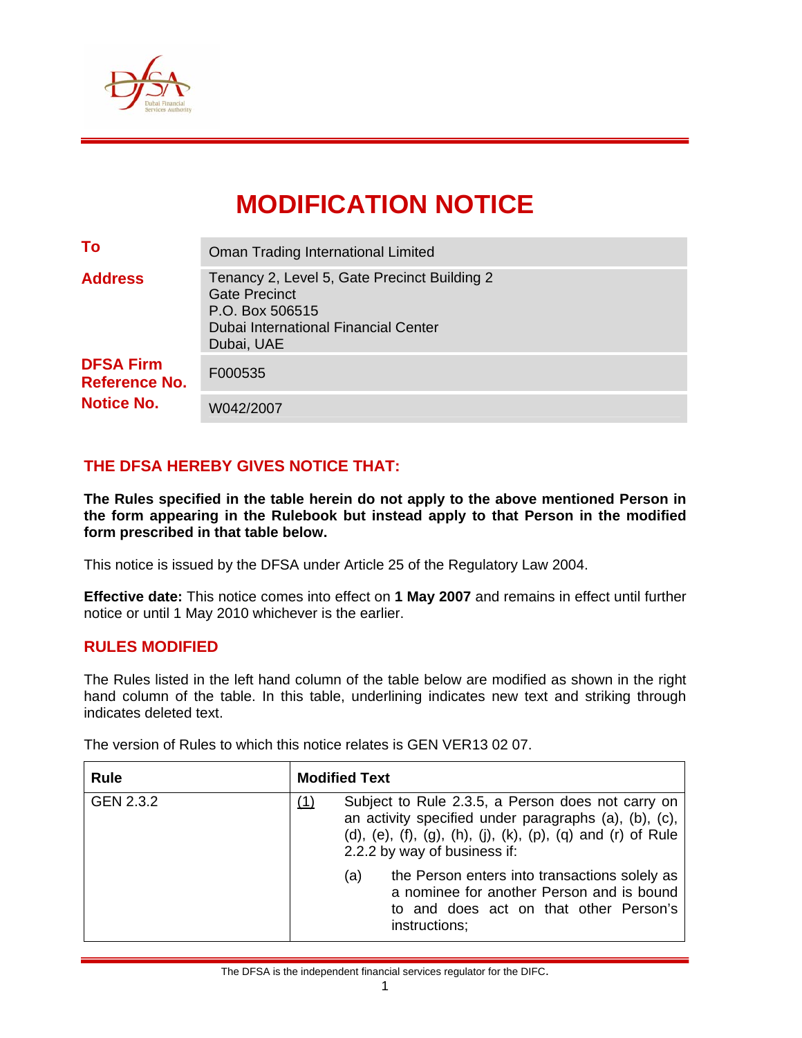# MODIFICATION NOTICE

| | |
|---|---|
| **To** | Oman Trading International Limited |
| **Address** | Tenancy 2, Level 5, Gate Precinct Building 2<br>Gate Precinct<br>P.O. Box 506515<br>Dubai International Financial Center<br>Dubai, UAE |
| **DFSA Firm Reference No.** | F000535 |
| **Notice No.** | W042/2007 |

## THE DFSA HEREBY GIVES NOTICE THAT:

**The Rules specified in the table herein do not apply to the above mentioned Person in the form appearing in the Rulebook but instead apply to that Person in the modified form prescribed in that table below.**

This notice is issued by the DFSA under Article 25 of the Regulatory Law 2004.

**Effective date:** This notice comes into effect on **1 May 2007** and remains in effect until further notice or until 1 May 2010 whichever is the earlier.

## RULES MODIFIED

The Rules listed in the left hand column of the table below are modified as shown in the right hand column of the table. In this table, underlining indicates new text and striking through indicates deleted text.

The version of Rules to which this notice relates is GEN VER13 02 07.

| Rule | Modified Text |
|---|---|
| GEN 2.3.2 | <u>(1)</u> Subject to Rule 2.3.5, a Person does not carry on an activity specified under paragraphs (a), (b), (c), (d), (e), (f), (g), (h), (j), (k), (p), (q) and (r) of Rule 2.2.2 by way of business if:<br><br>(a) the Person enters into transactions solely as a nominee for another Person and is bound to and does act on that other Person's instructions; |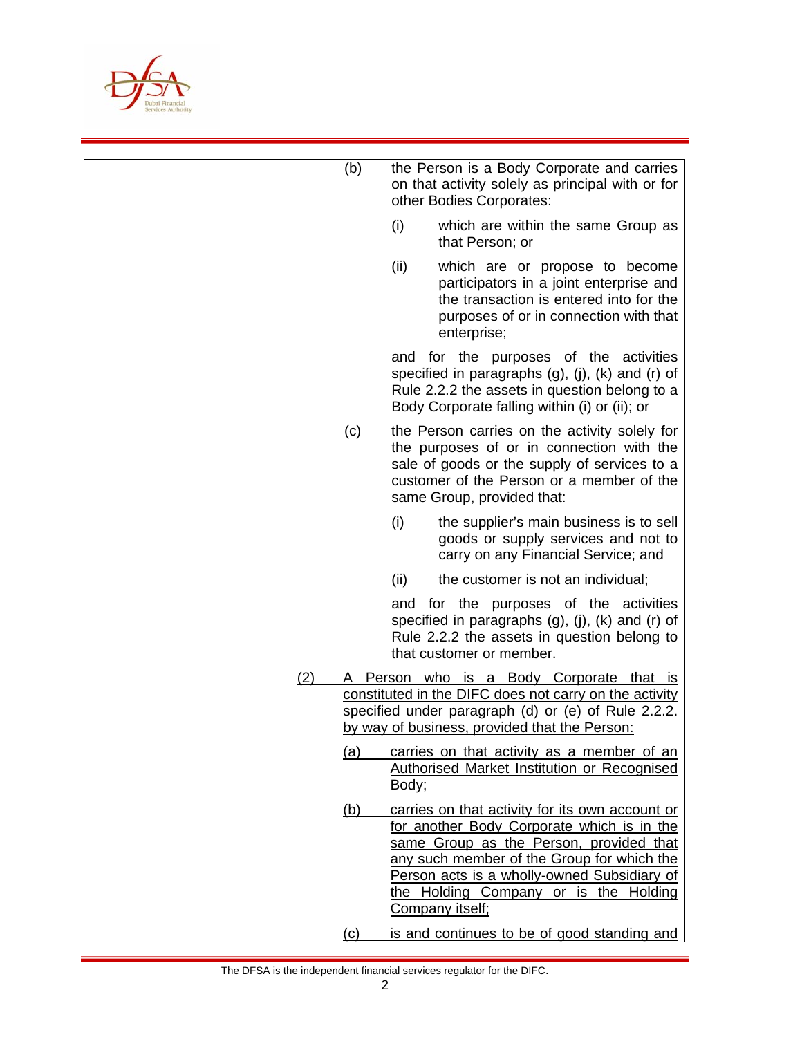| | |
|---|---|
| | (b) the Person is a Body Corporate and carries on that activity solely as principal with or for other Bodies Corporates:<br><br>(i) which are within the same Group as that Person; or<br><br>(ii) which are or propose to become participators in a joint enterprise and the transaction is entered into for the purposes of or in connection with that enterprise;<br><br>and for the purposes of the activities specified in paragraphs (g), (j), (k) and (r) of Rule 2.2.2 the assets in question belong to a Body Corporate falling within (i) or (ii); or<br><br>(c) the Person carries on the activity solely for the purposes of or in connection with the sale of goods or the supply of services to a customer of the Person or a member of the same Group, provided that:<br><br>(i) the supplier's main business is to sell goods or supply services and not to carry on any Financial Service; and<br><br>(ii) the customer is not an individual;<br><br>and for the purposes of the activities specified in paragraphs (g), (j), (k) and (r) of Rule 2.2.2 the assets in question belong to that customer or member.<br><br><u>(2) A Person who is a Body Corporate that is constituted in the DIFC does not carry on the activity specified under paragraph (d) or (e) of Rule 2.2.2. by way of business, provided that the Person:</u><br><br><u>(a) carries on that activity as a member of an Authorised Market Institution or Recognised Body;</u><br><br><u>(b) carries on that activity for its own account or for another Body Corporate which is in the same Group as the Person, provided that any such member of the Group for which the Person acts is a wholly-owned Subsidiary of the Holding Company or is the Holding Company itself;</u><br><br><u>(c) is and continues to be of good standing and</u> |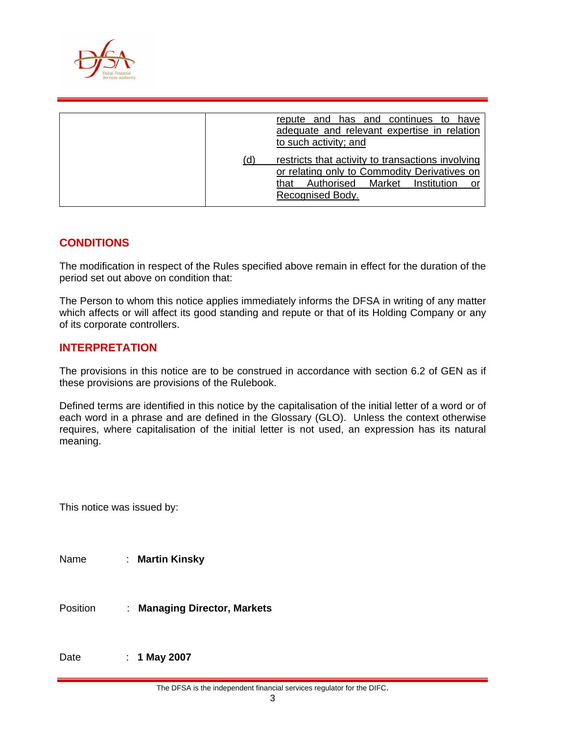| | |
|---|---|
| | repute and has and continues to have adequate and relevant expertise in relation to such activity; and<br><br>(d) restricts that activity to transactions involving or relating only to Commodity Derivatives on that Authorised Market Institution or Recognised Body. |

## CONDITIONS

The modification in respect of the Rules specified above remain in effect for the duration of the period set out above on condition that:

The Person to whom this notice applies immediately informs the DFSA in writing of any matter which affects or will affect its good standing and repute or that of its Holding Company or any of its corporate controllers.

## INTERPRETATION

The provisions in this notice are to be construed in accordance with section 6.2 of GEN as if these provisions are provisions of the Rulebook.

Defined terms are identified in this notice by the capitalisation of the initial letter of a word or of each word in a phrase and are defined in the Glossary (GLO). Unless the context otherwise requires, where capitalisation of the initial letter is not used, an expression has its natural meaning.

This notice was issued by:

Name : **Martin Kinsky**

Position : **Managing Director, Markets**

Date : **1 May 2007**